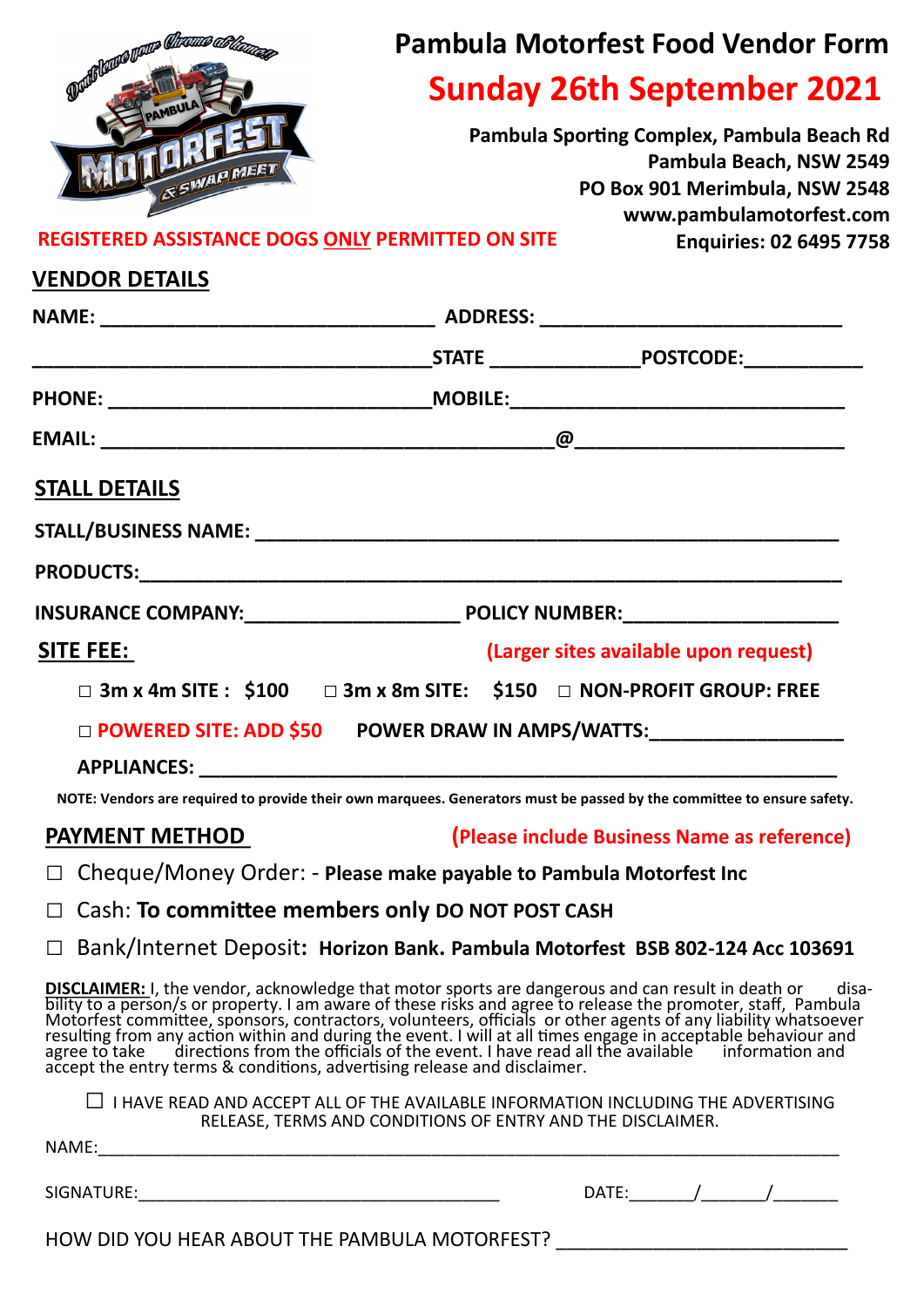# Pambula Motorfest Food Vendor Form

## Sunday 26th September 2021

**Pambula Sporting Complex, Pambula Beach Rd**
**Pambula Beach, NSW 2549**
**PO Box 901 Merimbula, NSW 2548**
**www.pambulamotorfest.com**
**Enquiries: 02 6495 7758**

**REGISTERED ASSISTANCE DOGS ONLY PERMITTED ON SITE**

## VENDOR DETAILS

**NAME:** ______________________________ **ADDRESS:** ____________________________

____________________________________ **STATE** ______________ **POSTCODE:** ___________

**PHONE:** ______________________________ **MOBILE:** ______________________________

**EMAIL:** __________________________________________ @ ________________________

## STALL DETAILS

**STALL/BUSINESS NAME:** ____________________________________________________

**PRODUCTS:** _______________________________________________________________

**INSURANCE COMPANY:** ____________________ **POLICY NUMBER:** ____________________

## SITE FEE:

**(Larger sites available upon request)**

☐ **3m x 4m SITE : $100** ☐ **3m x 8m SITE: $150** ☐ **NON-PROFIT GROUP: FREE**

☐ **POWERED SITE: ADD $50** **POWER DRAW IN AMPS/WATTS:** __________________

**APPLIANCES:** ______________________________________________________________

**NOTE: Vendors are required to provide their own marquees. Generators must be passed by the committee to ensure safety.**

## PAYMENT METHOD

**(Please include Business Name as reference)**

☐ Cheque/Money Order: - **Please make payable to Pambula Motorfest Inc**

☐ Cash: **To committee members only DO NOT POST CASH**

☐ Bank/Internet Deposit**: Horizon Bank. Pambula Motorfest BSB 802-124 Acc 103691**

**DISCLAIMER:** I, the vendor, acknowledge that motor sports are dangerous and can result in death or disability to a person/s or property. I am aware of these risks and agree to release the promoter, staff, Pambula Motorfest committee, sponsors, contractors, volunteers, officials or other agents of any liability whatsoever resulting from any action within and during the event. I will at all times engage in acceptable behaviour and agree to take directions from the officials of the event. I have read all the available information and accept the entry terms & conditions, advertising release and disclaimer.

☐ I HAVE READ AND ACCEPT ALL OF THE AVAILABLE INFORMATION INCLUDING THE ADVERTISING RELEASE, TERMS AND CONDITIONS OF ENTRY AND THE DISCLAIMER.

NAME: ______________________________________________________________________

SIGNATURE: ______________________________________ DATE: _______/_______/_______

HOW DID YOU HEAR ABOUT THE PAMBULA MOTORFEST? ____________________________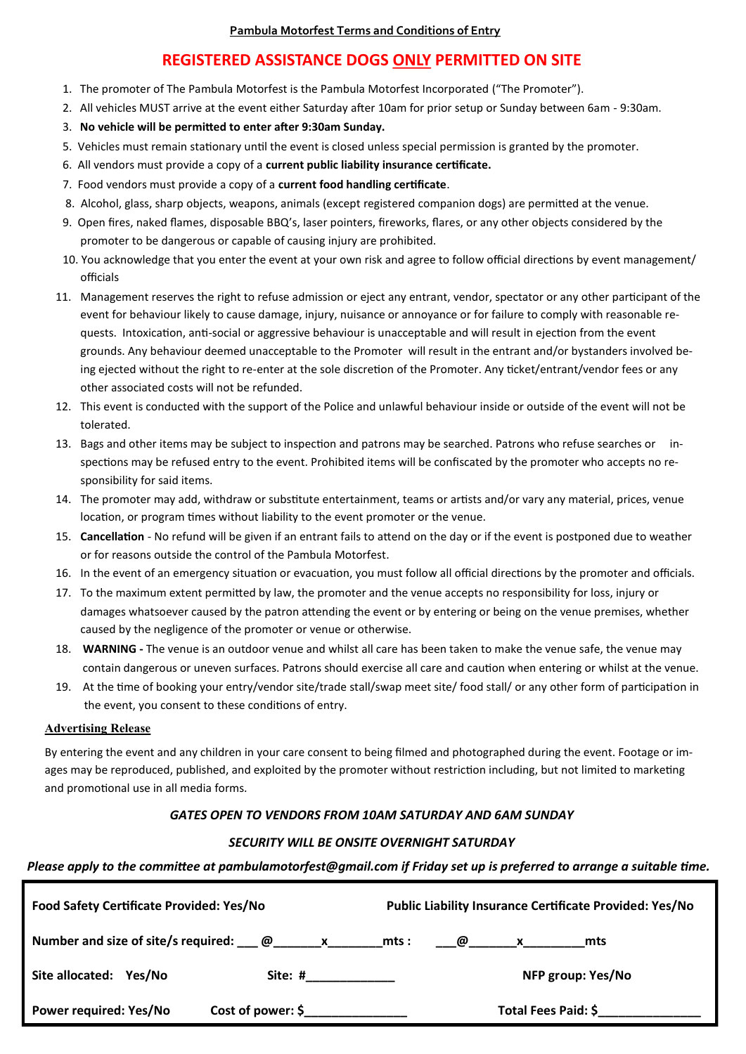**Pambula Motorfest Terms and Conditions of Entry**

## REGISTERED ASSISTANCE DOGS ONLY PERMITTED ON SITE

1. The promoter of The Pambula Motorfest is the Pambula Motorfest Incorporated ("The Promoter").
2. All vehicles MUST arrive at the event either Saturday after 10am for prior setup or Sunday between 6am - 9:30am.
3. **No vehicle will be permitted to enter after 9:30am Sunday.**
5. Vehicles must remain stationary until the event is closed unless special permission is granted by the promoter.
6. All vendors must provide a copy of a **current public liability insurance certificate.**
7. Food vendors must provide a copy of a **current food handling certificate**.
8. Alcohol, glass, sharp objects, weapons, animals (except registered companion dogs) are permitted at the venue.
9. Open fires, naked flames, disposable BBQ's, laser pointers, fireworks, flares, or any other objects considered by the promoter to be dangerous or capable of causing injury are prohibited.
10. You acknowledge that you enter the event at your own risk and agree to follow official directions by event management/ officials
11. Management reserves the right to refuse admission or eject any entrant, vendor, spectator or any other participant of the event for behaviour likely to cause damage, injury, nuisance or annoyance or for failure to comply with reasonable requests. Intoxication, anti-social or aggressive behaviour is unacceptable and will result in ejection from the event grounds. Any behaviour deemed unacceptable to the Promoter will result in the entrant and/or bystanders involved being ejected without the right to re-enter at the sole discretion of the Promoter. Any ticket/entrant/vendor fees or any other associated costs will not be refunded.
12. This event is conducted with the support of the Police and unlawful behaviour inside or outside of the event will not be tolerated.
13. Bags and other items may be subject to inspection and patrons may be searched. Patrons who refuse searches or inspections may be refused entry to the event. Prohibited items will be confiscated by the promoter who accepts no responsibility for said items.
14. The promoter may add, withdraw or substitute entertainment, teams or artists and/or vary any material, prices, venue location, or program times without liability to the event promoter or the venue.
15. **Cancellation** - No refund will be given if an entrant fails to attend on the day or if the event is postponed due to weather or for reasons outside the control of the Pambula Motorfest.
16. In the event of an emergency situation or evacuation, you must follow all official directions by the promoter and officials.
17. To the maximum extent permitted by law, the promoter and the venue accepts no responsibility for loss, injury or damages whatsoever caused by the patron attending the event or by entering or being on the venue premises, whether caused by the negligence of the promoter or venue or otherwise.
18. **WARNING -** The venue is an outdoor venue and whilst all care has been taken to make the venue safe, the venue may contain dangerous or uneven surfaces. Patrons should exercise all care and caution when entering or whilst at the venue.
19. At the time of booking your entry/vendor site/trade stall/swap meet site/ food stall/ or any other form of participation in the event, you consent to these conditions of entry.

**Advertising Release**

By entering the event and any children in your care consent to being filmed and photographed during the event. Footage or images may be reproduced, published, and exploited by the promoter without restriction including, but not limited to marketing and promotional use in all media forms.

***GATES OPEN TO VENDORS FROM 10AM SATURDAY AND 6AM SUNDAY***

***SECURITY WILL BE ONSITE OVERNIGHT SATURDAY***

***Please apply to the committee at pambulamotorfest@gmail.com if Friday set up is preferred to arrange a suitable time.***

| | | |
|---|---|---|
| **Food Safety Certificate Provided: Yes/No** | | **Public Liability Insurance Certificate Provided: Yes/No** |
| **Number and size of site/s required: ___ @_______x________mts :** | | **___@_______x_________mts** |
| **Site allocated: Yes/No** | **Site: #_____________** | **NFP group: Yes/No** |
| **Power required: Yes/No** | **Cost of power: $_______________** | **Total Fees Paid: $_______________** |